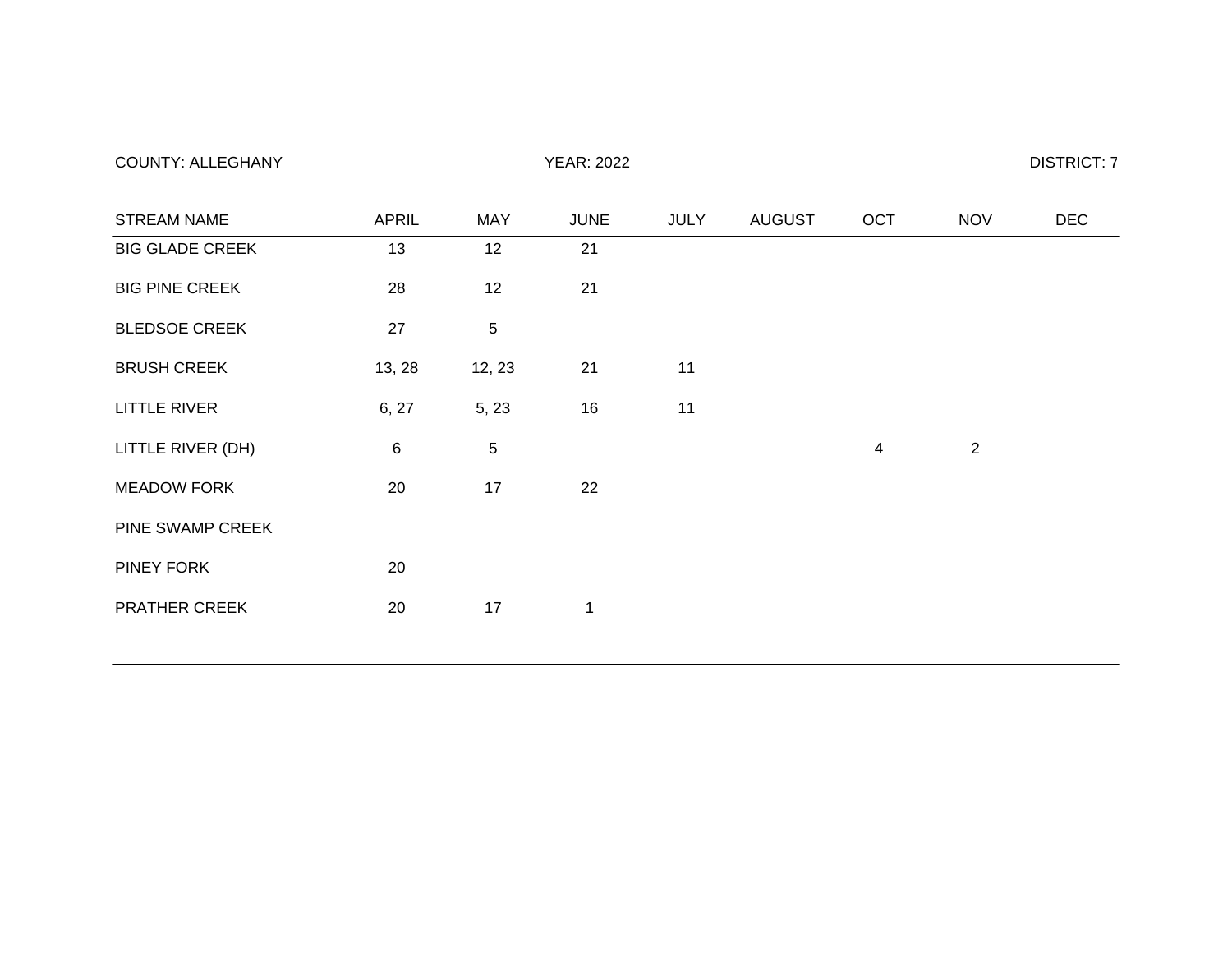COUNTY: ALLEGHANY | YEAR: 2022 | DISTRICT: 7

| STREAM NAME | APRIL | MAY | JUNE | JULY | AUGUST | OCT | NOV | DEC |
|---|---|---|---|---|---|---|---|---|
| BIG GLADE CREEK | 13 | 12 | 21 | | | | | |
| BIG PINE CREEK | 28 | 12 | 21 | | | | | |
| BLEDSOE CREEK | 27 | 5 | | | | | | |
| BRUSH CREEK | 13, 28 | 12, 23 | 21 | 11 | | | | |
| LITTLE RIVER | 6, 27 | 5, 23 | 16 | 11 | | | | |
| LITTLE RIVER (DH) | 6 | 5 | | | | 4 | 2 | |
| MEADOW FORK | 20 | 17 | 22 | | | | | |
| PINE SWAMP CREEK | | | | | | | | |
| PINEY FORK | 20 | | | | | | | |
| PRATHER CREEK | 20 | 17 | 1 | | | | | |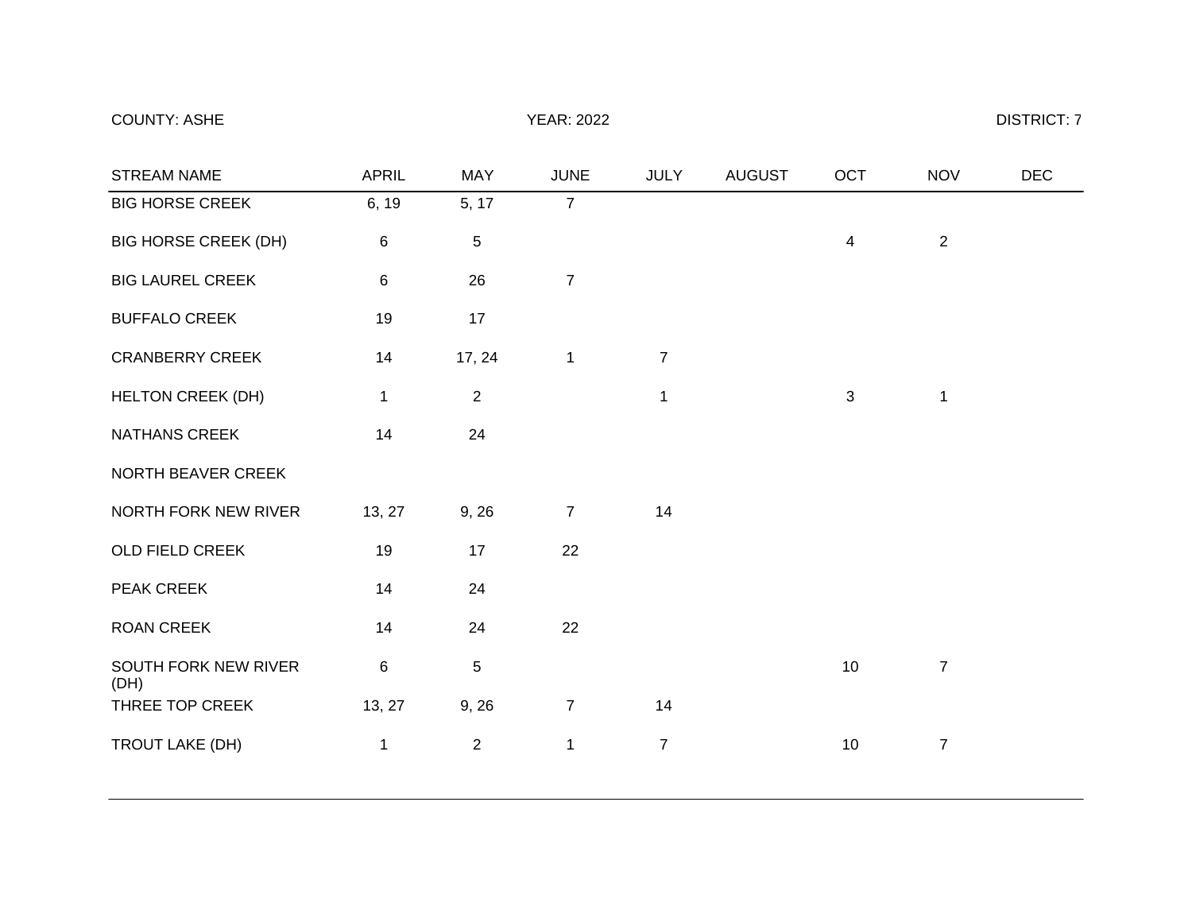COUNTY: ASHE | YEAR: 2022 | DISTRICT: 7

| STREAM NAME | APRIL | MAY | JUNE | JULY | AUGUST | OCT | NOV | DEC |
|---|---|---|---|---|---|---|---|---|
| BIG HORSE CREEK | 6, 19 | 5, 17 | 7 | | | | | |
| BIG HORSE CREEK (DH) | 6 | 5 | | | | 4 | 2 | |
| BIG LAUREL CREEK | 6 | 26 | 7 | | | | | |
| BUFFALO CREEK | 19 | 17 | | | | | | |
| CRANBERRY CREEK | 14 | 17, 24 | 1 | 7 | | | | |
| HELTON CREEK (DH) | 1 | 2 | | 1 | | 3 | 1 | |
| NATHANS CREEK | 14 | 24 | | | | | | |
| NORTH BEAVER CREEK | | | | | | | | |
| NORTH FORK NEW RIVER | 13, 27 | 9, 26 | 7 | 14 | | | | |
| OLD FIELD CREEK | 19 | 17 | 22 | | | | | |
| PEAK CREEK | 14 | 24 | | | | | | |
| ROAN CREEK | 14 | 24 | 22 | | | | | |
| SOUTH FORK NEW RIVER (DH) | 6 | 5 | | | | 10 | 7 | |
| THREE TOP CREEK | 13, 27 | 9, 26 | 7 | 14 | | | | |
| TROUT LAKE (DH) | 1 | 2 | 1 | 7 | | 10 | 7 | |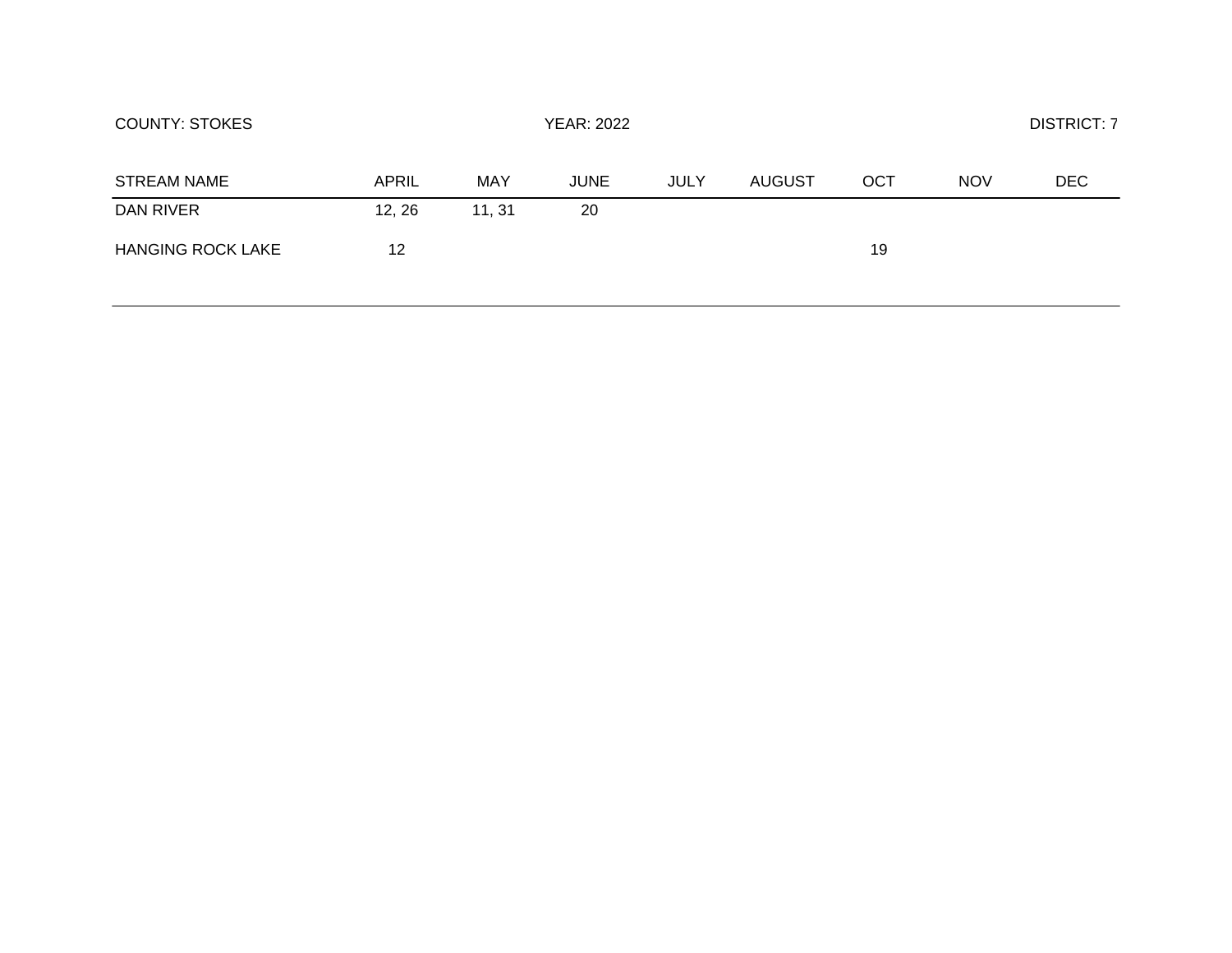COUNTY: STOKES YEAR: 2022 DISTRICT: 7

| STREAM NAME | APRIL | MAY | JUNE | JULY | AUGUST | OCT | NOV | DEC |
| --- | --- | --- | --- | --- | --- | --- | --- | --- |
| DAN RIVER | 12, 26 | 11, 31 | 20 | | | | | |
| HANGING ROCK LAKE | 12 | | | | | 19 | | |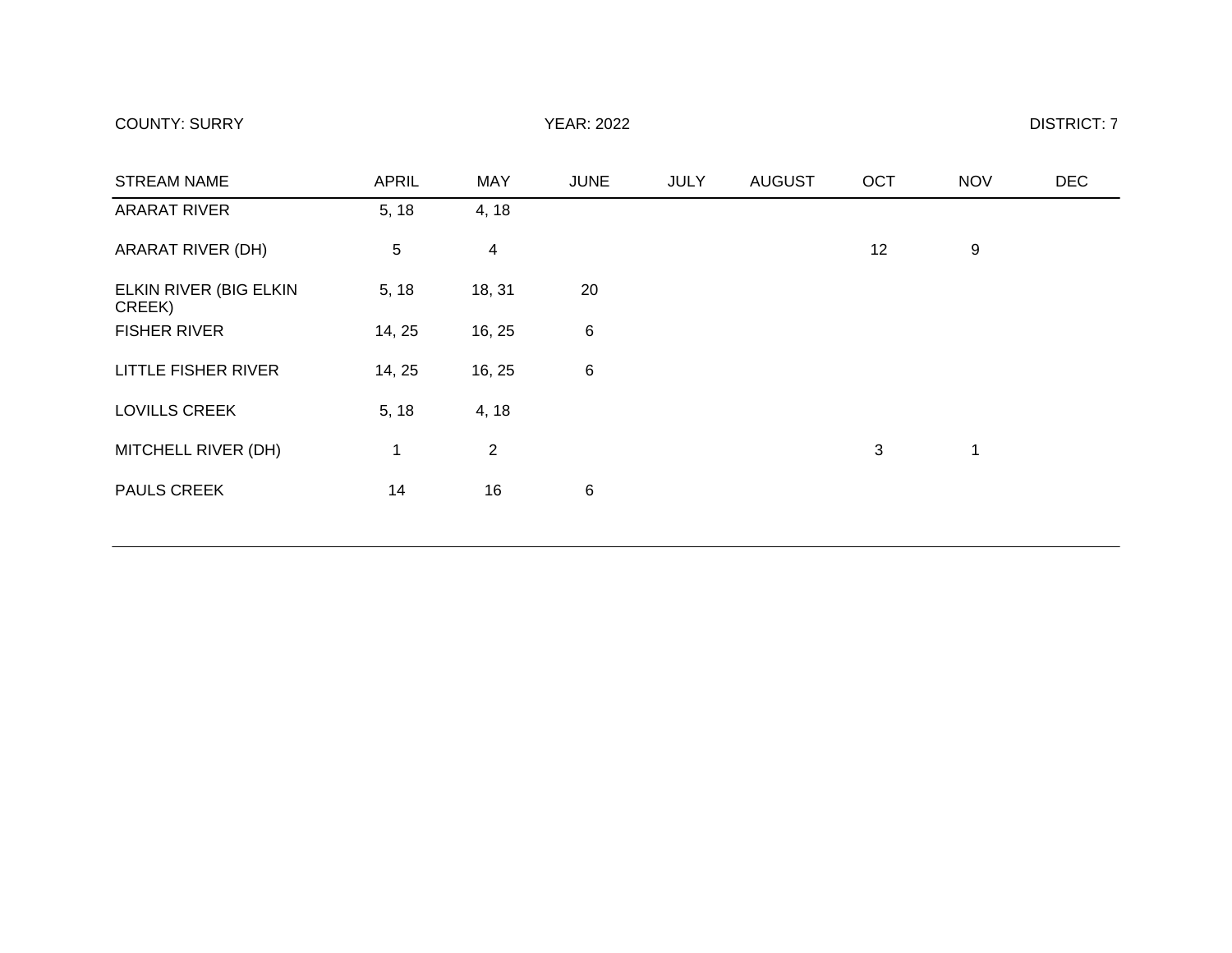COUNTY: SURRY YEAR: 2022 DISTRICT: 7

| STREAM NAME | APRIL | MAY | JUNE | JULY | AUGUST | OCT | NOV | DEC |
|---|---|---|---|---|---|---|---|---|
| ARARAT RIVER | 5, 18 | 4, 18 | | | | | | |
| ARARAT RIVER (DH) | 5 | 4 | | | | 12 | 9 | |
| ELKIN RIVER (BIG ELKIN CREEK) | 5, 18 | 18, 31 | 20 | | | | | |
| FISHER RIVER | 14, 25 | 16, 25 | 6 | | | | | |
| LITTLE FISHER RIVER | 14, 25 | 16, 25 | 6 | | | | | |
| LOVILLS CREEK | 5, 18 | 4, 18 | | | | | | |
| MITCHELL RIVER (DH) | 1 | 2 | | | | 3 | 1 | |
| PAULS CREEK | 14 | 16 | 6 | | | | | |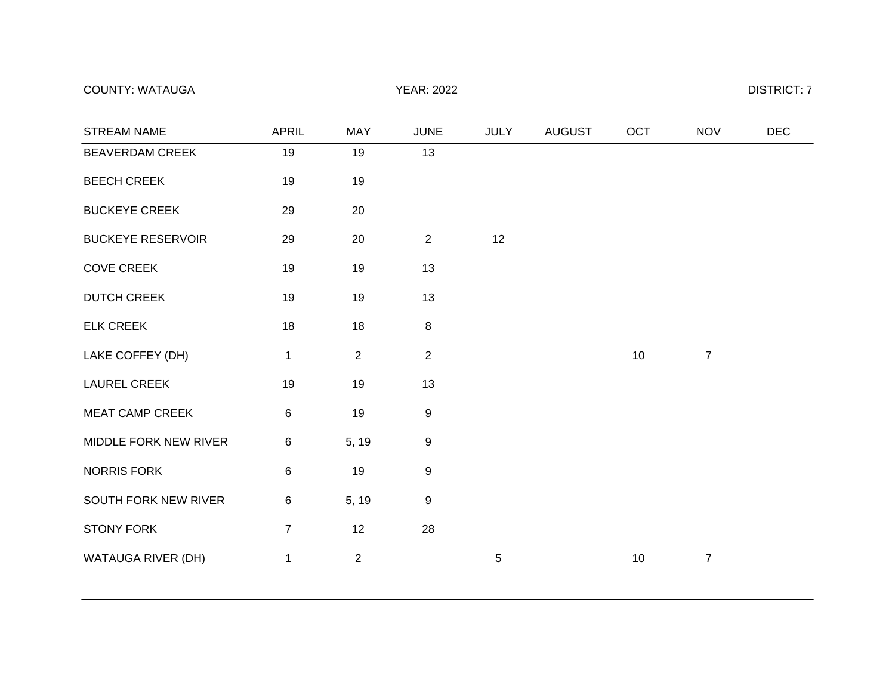COUNTY: WATAUGA | YEAR: 2022 | DISTRICT: 7

| STREAM NAME | APRIL | MAY | JUNE | JULY | AUGUST | OCT | NOV | DEC |
|---|---|---|---|---|---|---|---|---|
| BEAVERDAM CREEK | 19 | 19 | 13 | | | | | |
| BEECH CREEK | 19 | 19 | | | | | | |
| BUCKEYE CREEK | 29 | 20 | | | | | | |
| BUCKEYE RESERVOIR | 29 | 20 | 2 | 12 | | | | |
| COVE CREEK | 19 | 19 | 13 | | | | | |
| DUTCH CREEK | 19 | 19 | 13 | | | | | |
| ELK CREEK | 18 | 18 | 8 | | | | | |
| LAKE COFFEY (DH) | 1 | 2 | 2 | | | 10 | 7 | |
| LAUREL CREEK | 19 | 19 | 13 | | | | | |
| MEAT CAMP CREEK | 6 | 19 | 9 | | | | | |
| MIDDLE FORK NEW RIVER | 6 | 5, 19 | 9 | | | | | |
| NORRIS FORK | 6 | 19 | 9 | | | | | |
| SOUTH FORK NEW RIVER | 6 | 5, 19 | 9 | | | | | |
| STONY FORK | 7 | 12 | 28 | | | | | |
| WATAUGA RIVER (DH) | 1 | 2 | | 5 | | 10 | 7 | |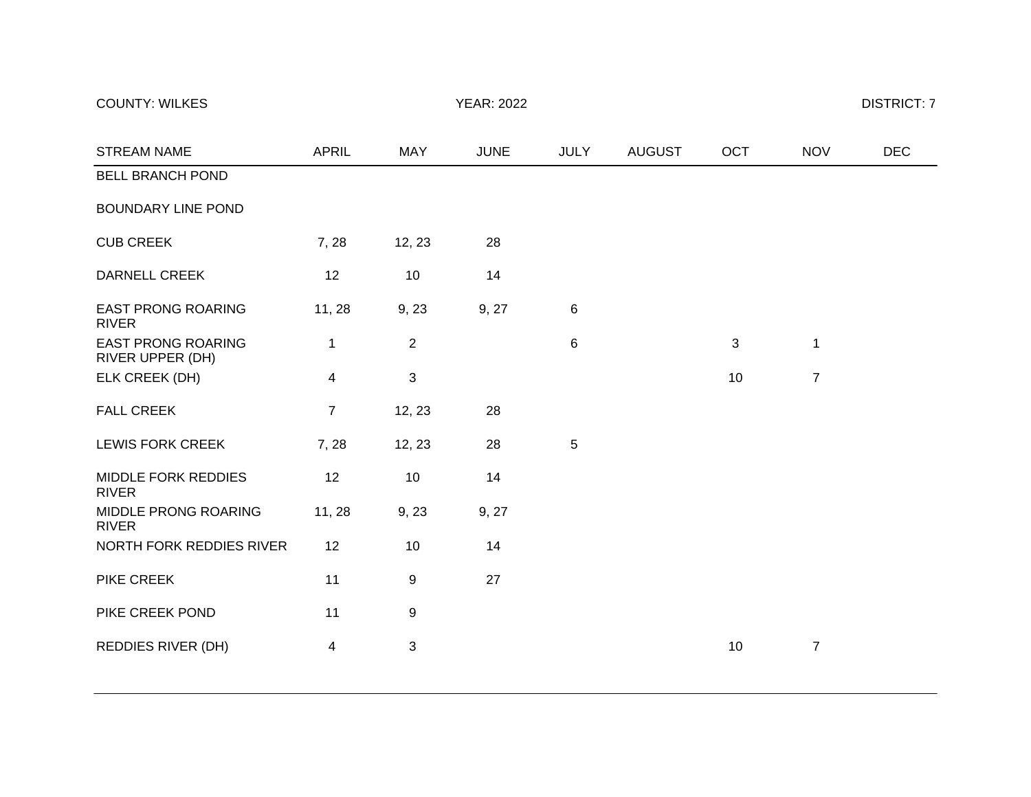COUNTY: WILKES YEAR: 2022 DISTRICT: 7

| STREAM NAME | APRIL | MAY | JUNE | JULY | AUGUST | OCT | NOV | DEC |
|---|---|---|---|---|---|---|---|---|
| BELL BRANCH POND | | | | | | | | |
| BOUNDARY LINE POND | | | | | | | | |
| CUB CREEK | 7, 28 | 12, 23 | 28 | | | | | |
| DARNELL CREEK | 12 | 10 | 14 | | | | | |
| EAST PRONG ROARING RIVER | 11, 28 | 9, 23 | 9, 27 | 6 | | | | |
| EAST PRONG ROARING RIVER UPPER (DH) | 1 | 2 | | 6 | | 3 | 1 | |
| ELK CREEK (DH) | 4 | 3 | | | | 10 | 7 | |
| FALL CREEK | 7 | 12, 23 | 28 | | | | | |
| LEWIS FORK CREEK | 7, 28 | 12, 23 | 28 | 5 | | | | |
| MIDDLE FORK REDDIES RIVER | 12 | 10 | 14 | | | | | |
| MIDDLE PRONG ROARING RIVER | 11, 28 | 9, 23 | 9, 27 | | | | | |
| NORTH FORK REDDIES RIVER | 12 | 10 | 14 | | | | | |
| PIKE CREEK | 11 | 9 | 27 | | | | | |
| PIKE CREEK POND | 11 | 9 | | | | | | |
| REDDIES RIVER (DH) | 4 | 3 | | | | 10 | 7 | |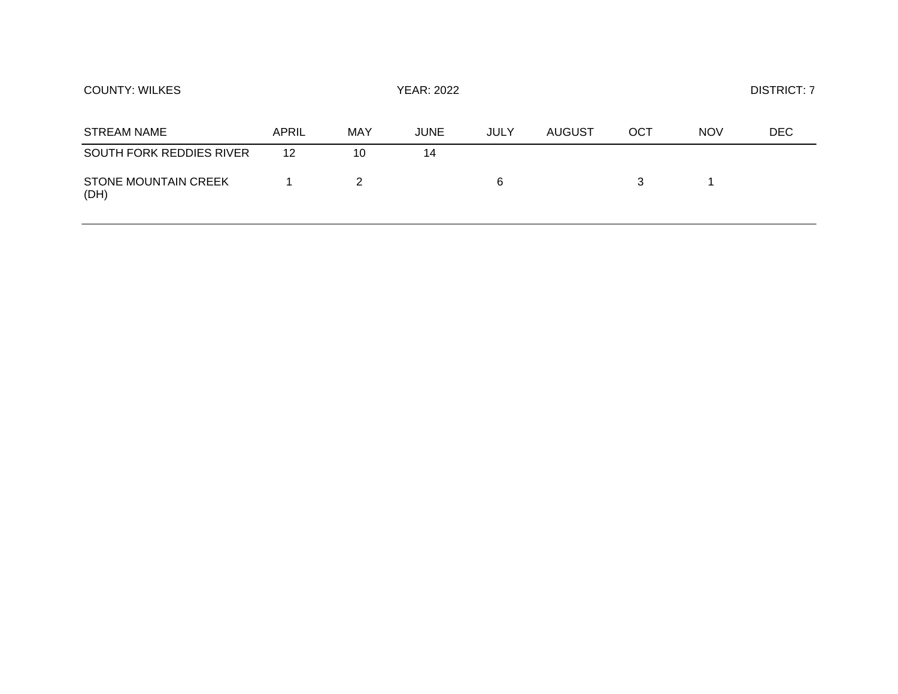COUNTY: WILKES | YEAR: 2022 | DISTRICT: 7

| STREAM NAME | APRIL | MAY | JUNE | JULY | AUGUST | OCT | NOV | DEC |
|---|---|---|---|---|---|---|---|---|
| SOUTH FORK REDDIES RIVER | 12 | 10 | 14 | | | | | |
| STONE MOUNTAIN CREEK (DH) | 1 | 2 | | 6 | | 3 | 1 | |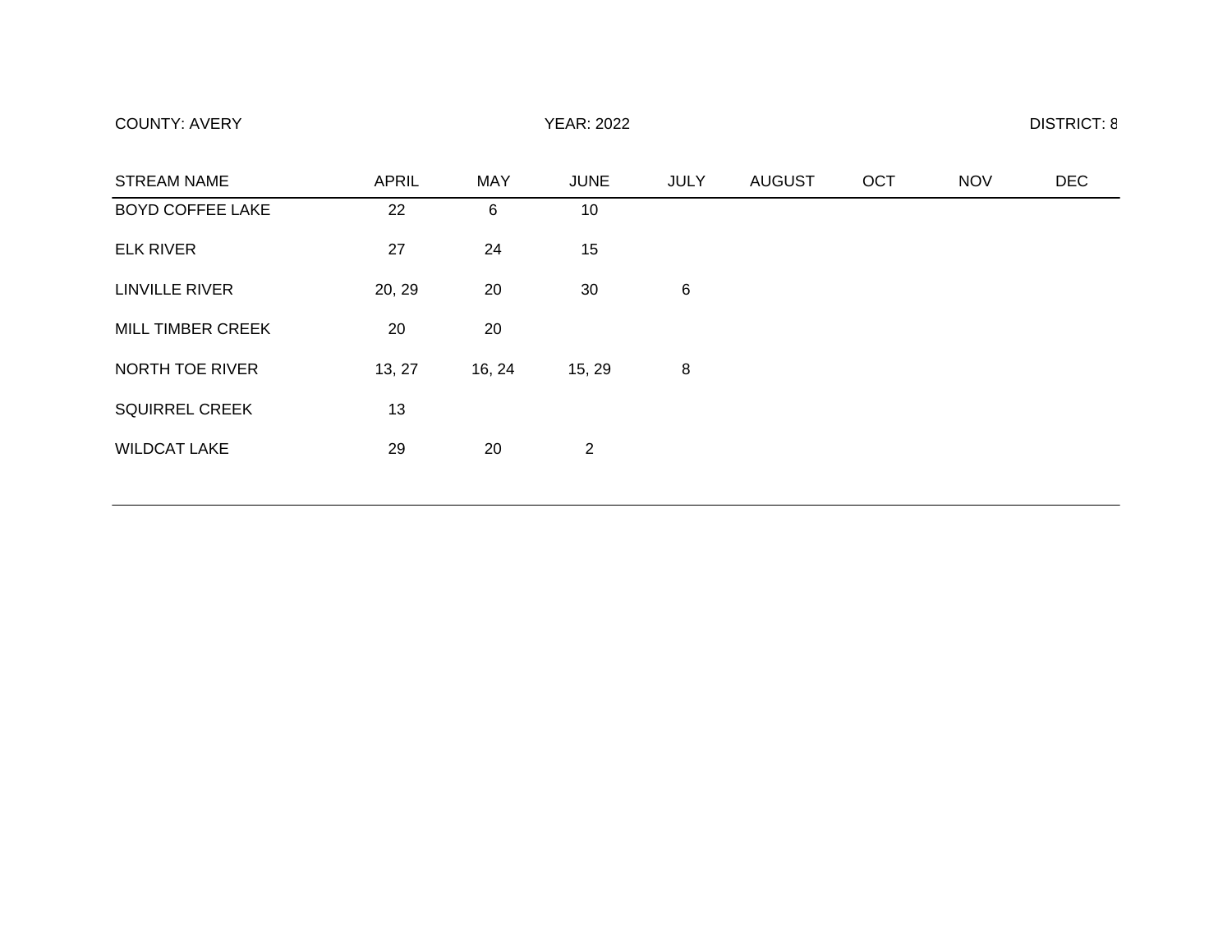COUNTY: AVERY YEAR: 2022 DISTRICT: 8

| STREAM NAME | APRIL | MAY | JUNE | JULY | AUGUST | OCT | NOV | DEC |
|---|---|---|---|---|---|---|---|---|
| BOYD COFFEE LAKE | 22 | 6 | 10 | | | | | |
| ELK RIVER | 27 | 24 | 15 | | | | | |
| LINVILLE RIVER | 20, 29 | 20 | 30 | 6 | | | | |
| MILL TIMBER CREEK | 20 | 20 | | | | | | |
| NORTH TOE RIVER | 13, 27 | 16, 24 | 15, 29 | 8 | | | | |
| SQUIRREL CREEK | 13 | | | | | | | |
| WILDCAT LAKE | 29 | 20 | 2 | | | | | |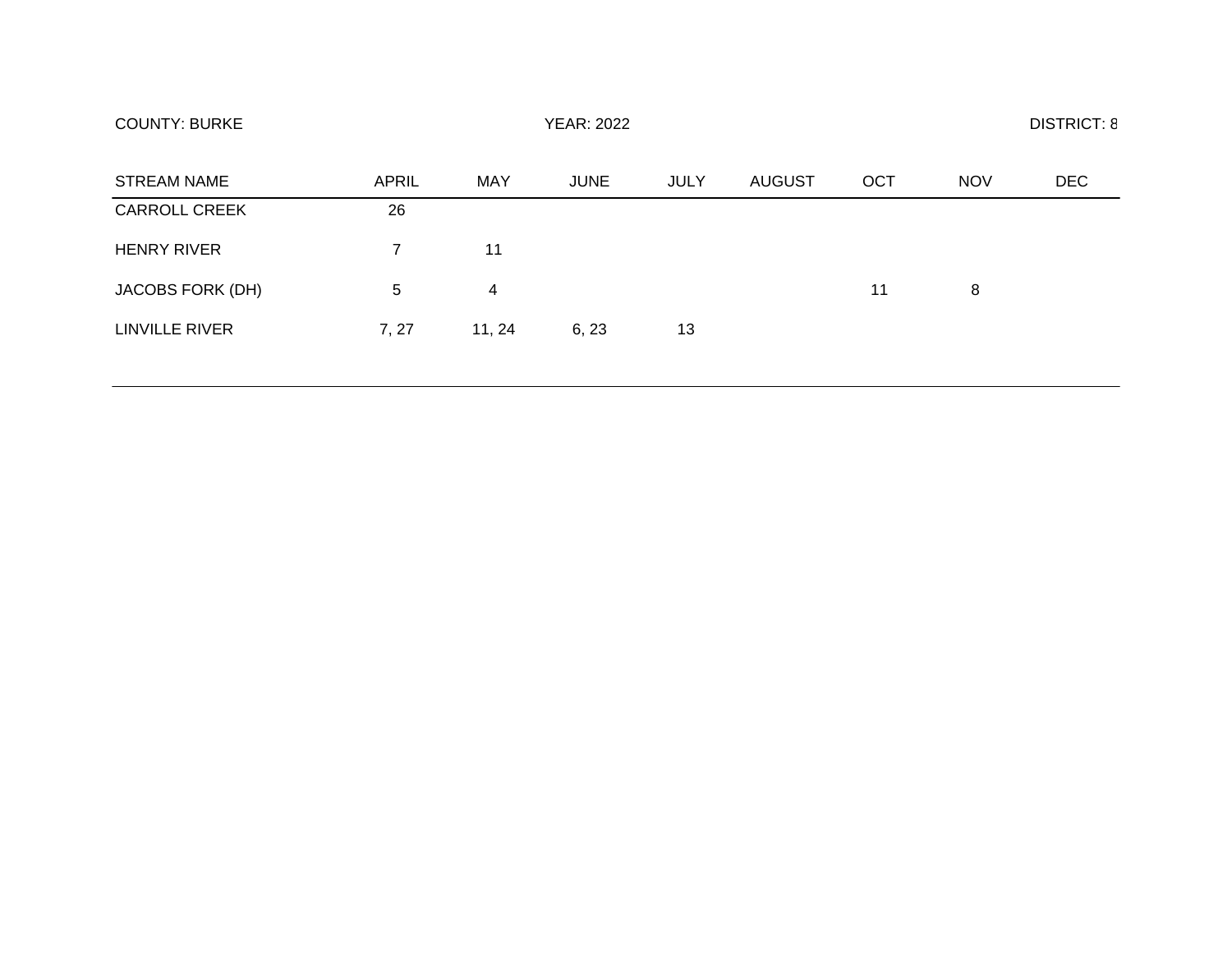COUNTY: BURKE YEAR: 2022 DISTRICT: 8

| STREAM NAME | APRIL | MAY | JUNE | JULY | AUGUST | OCT | NOV | DEC |
|---|---|---|---|---|---|---|---|---|
| CARROLL CREEK | 26 | | | | | | | |
| HENRY RIVER | 7 | 11 | | | | | | |
| JACOBS FORK (DH) | 5 | 4 | | | | 11 | 8 | |
| LINVILLE RIVER | 7, 27 | 11, 24 | 6, 23 | 13 | | | | |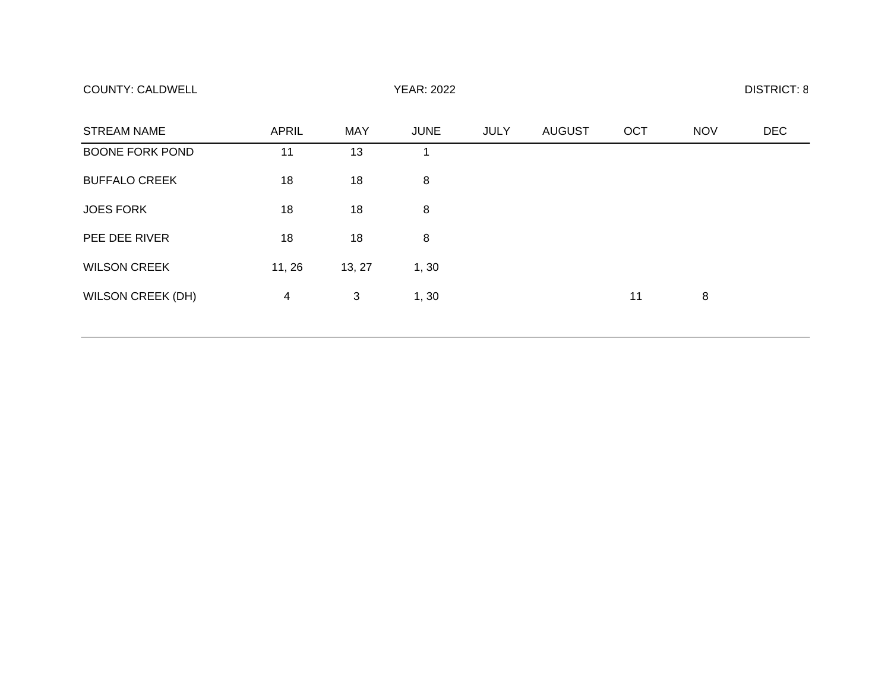COUNTY: CALDWELL YEAR: 2022 DISTRICT: 8

| STREAM NAME | APRIL | MAY | JUNE | JULY | AUGUST | OCT | NOV | DEC |
|---|---|---|---|---|---|---|---|---|
| BOONE FORK POND | 11 | 13 | 1 | | | | | |
| BUFFALO CREEK | 18 | 18 | 8 | | | | | |
| JOES FORK | 18 | 18 | 8 | | | | | |
| PEE DEE RIVER | 18 | 18 | 8 | | | | | |
| WILSON CREEK | 11, 26 | 13, 27 | 1, 30 | | | | | |
| WILSON CREEK (DH) | 4 | 3 | 1, 30 | | | 11 | 8 | |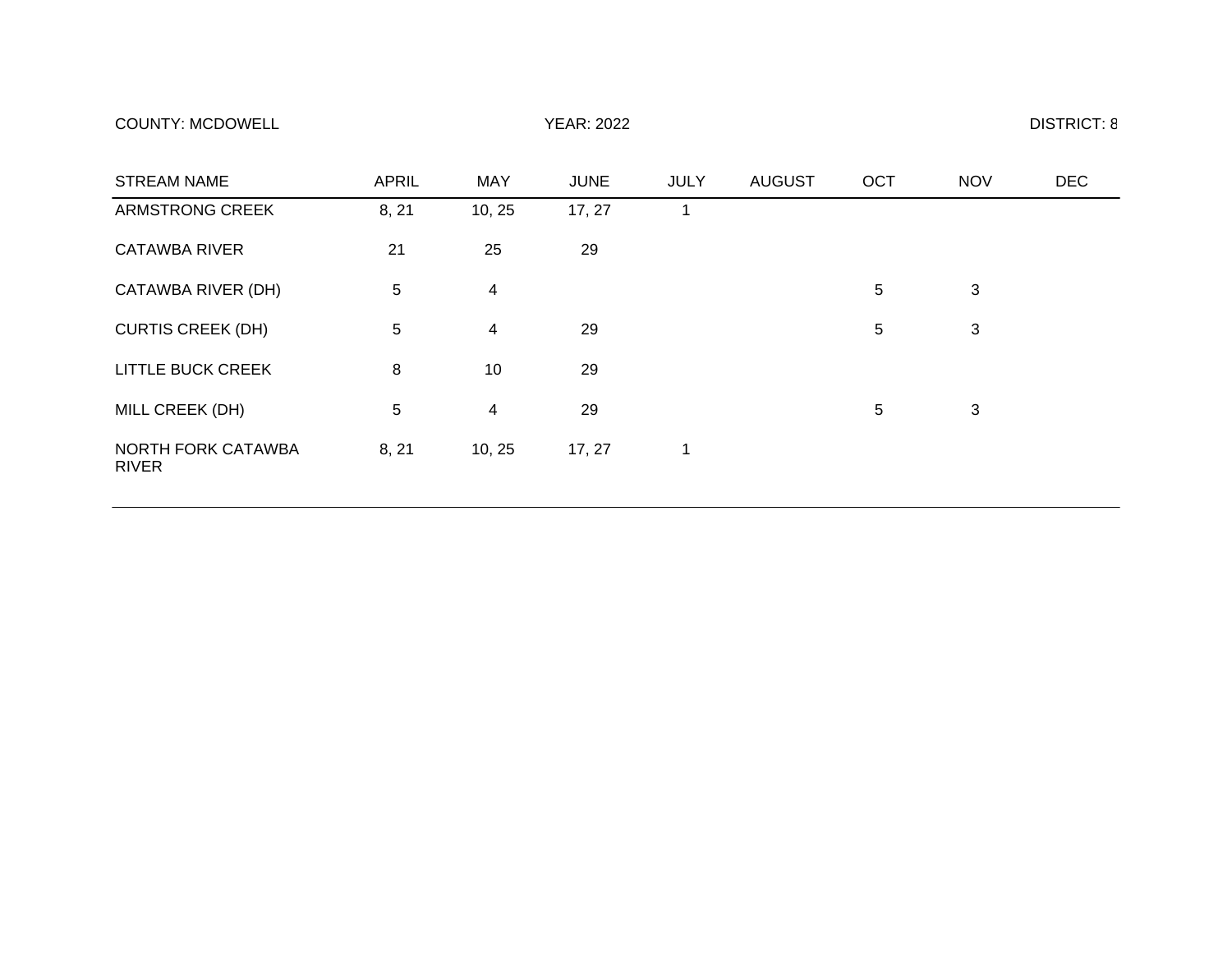COUNTY: MCDOWELL YEAR: 2022 DISTRICT: 8

| STREAM NAME | APRIL | MAY | JUNE | JULY | AUGUST | OCT | NOV | DEC |
|---|---|---|---|---|---|---|---|---|
| ARMSTRONG CREEK | 8, 21 | 10, 25 | 17, 27 | 1 | | | | |
| CATAWBA RIVER | 21 | 25 | 29 | | | | | |
| CATAWBA RIVER (DH) | 5 | 4 | | | | 5 | 3 | |
| CURTIS CREEK (DH) | 5 | 4 | 29 | | | 5 | 3 | |
| LITTLE BUCK CREEK | 8 | 10 | 29 | | | | | |
| MILL CREEK (DH) | 5 | 4 | 29 | | | 5 | 3 | |
| NORTH FORK CATAWBA RIVER | 8, 21 | 10, 25 | 17, 27 | 1 | | | | |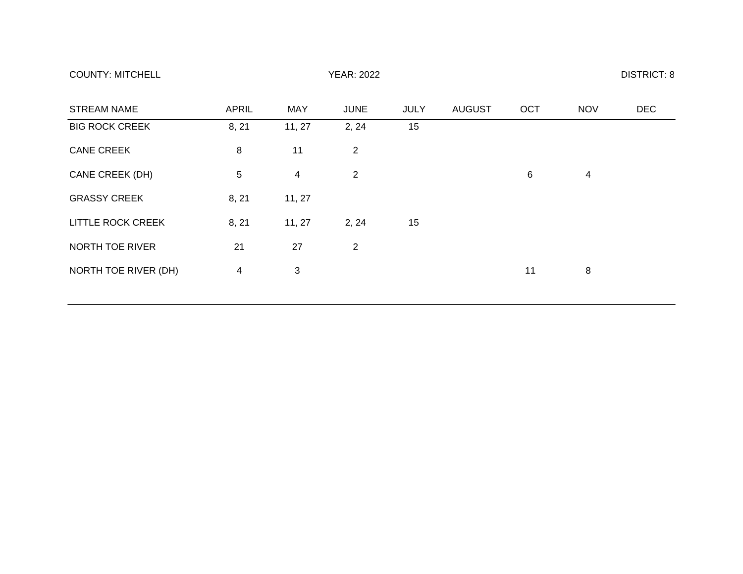COUNTY: MITCHELL YEAR: 2022 DISTRICT: 8

| STREAM NAME | APRIL | MAY | JUNE | JULY | AUGUST | OCT | NOV | DEC |
| --- | --- | --- | --- | --- | --- | --- | --- | --- |
| BIG ROCK CREEK | 8, 21 | 11, 27 | 2, 24 | 15 | | | | |
| CANE CREEK | 8 | 11 | 2 | | | | | |
| CANE CREEK (DH) | 5 | 4 | 2 | | | 6 | 4 | |
| GRASSY CREEK | 8, 21 | 11, 27 | | | | | | |
| LITTLE ROCK CREEK | 8, 21 | 11, 27 | 2, 24 | 15 | | | | |
| NORTH TOE RIVER | 21 | 27 | 2 | | | | | |
| NORTH TOE RIVER (DH) | 4 | 3 | | | | 11 | 8 | |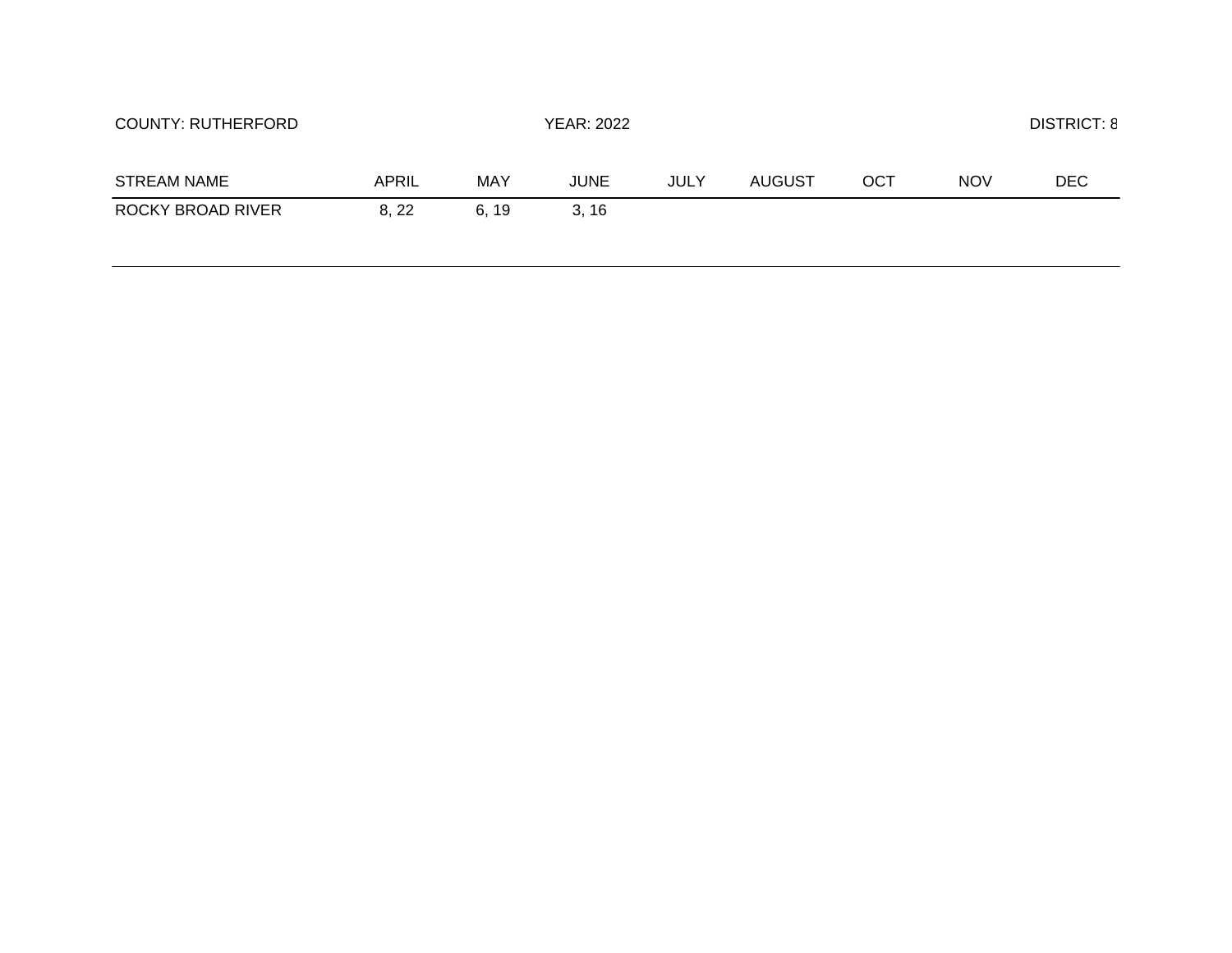COUNTY: RUTHERFORD YEAR: 2022 DISTRICT: 8

| STREAM NAME | APRIL | MAY | JUNE | JULY | AUGUST | OCT | NOV | DEC |
|---|---|---|---|---|---|---|---|---|
| ROCKY BROAD RIVER | 8, 22 | 6, 19 | 3, 16 | | | | | |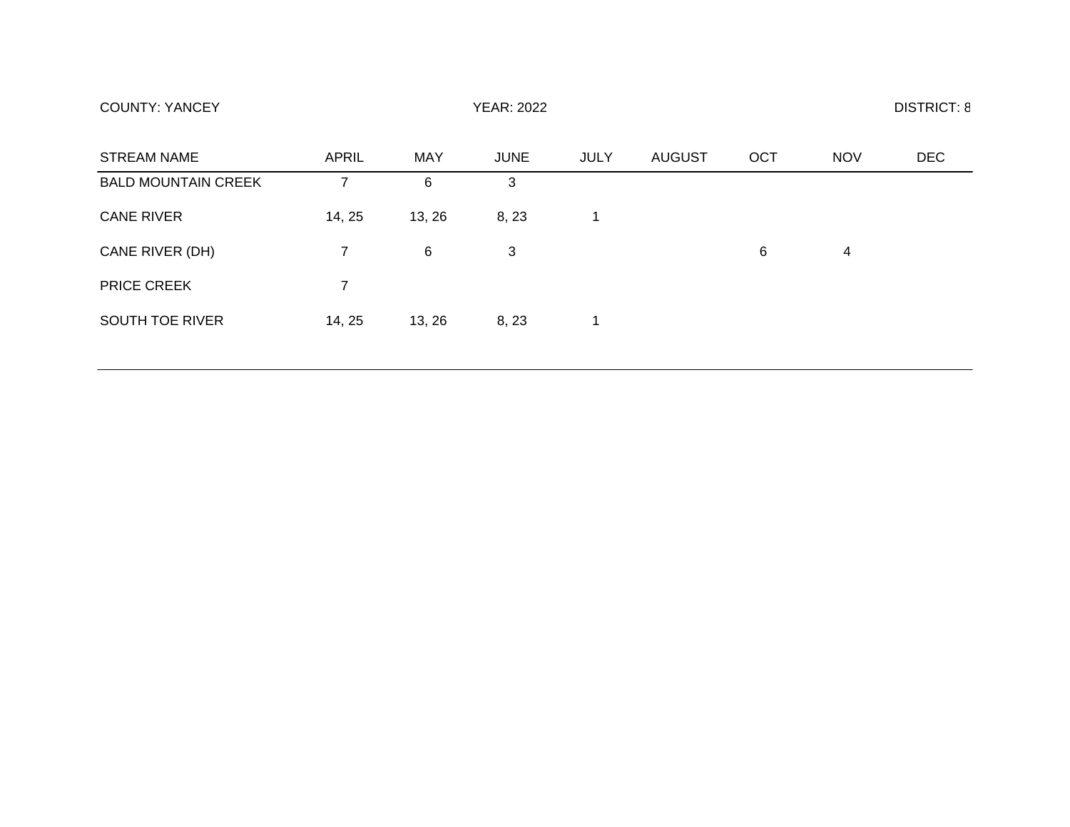COUNTY: YANCEY

YEAR: 2022

DISTRICT: 8

| STREAM NAME | APRIL | MAY | JUNE | JULY | AUGUST | OCT | NOV | DEC |
|---|---|---|---|---|---|---|---|---|
| BALD MOUNTAIN CREEK | 7 | 6 | 3 | | | | | |
| CANE RIVER | 14, 25 | 13, 26 | 8, 23 | 1 | | | | |
| CANE RIVER (DH) | 7 | 6 | 3 | | | 6 | 4 | |
| PRICE CREEK | 7 | | | | | | | |
| SOUTH TOE RIVER | 14, 25 | 13, 26 | 8, 23 | 1 | | | | |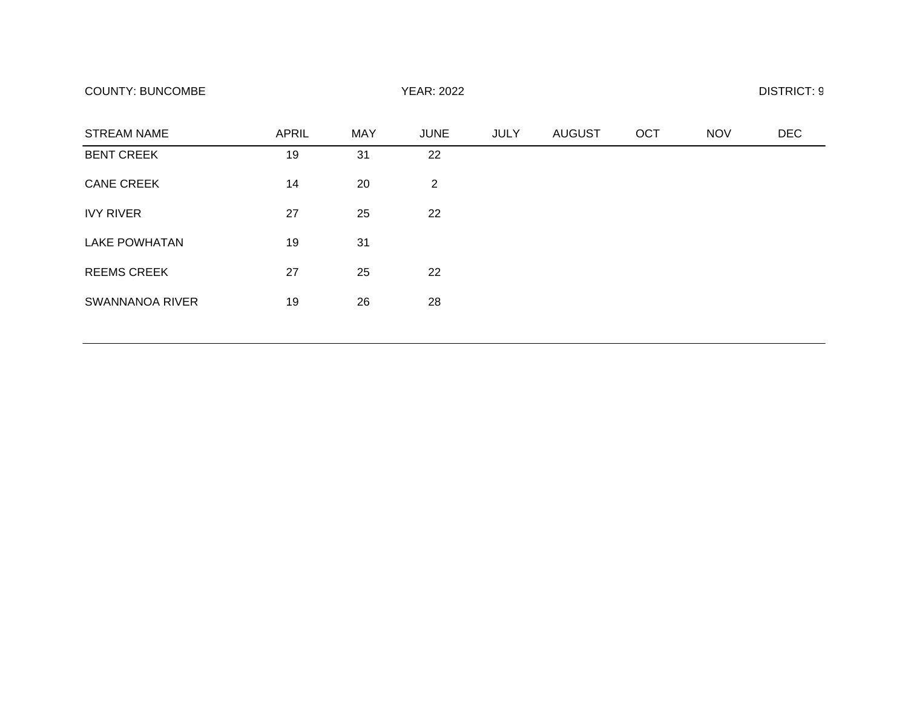COUNTY: BUNCOMBE

YEAR: 2022

DISTRICT: 9

| STREAM NAME | APRIL | MAY | JUNE | JULY | AUGUST | OCT | NOV | DEC |
|---|---|---|---|---|---|---|---|---|
| BENT CREEK | 19 | 31 | 22 | | | | | |
| CANE CREEK | 14 | 20 | 2 | | | | | |
| IVY RIVER | 27 | 25 | 22 | | | | | |
| LAKE POWHATAN | 19 | 31 | | | | | | |
| REEMS CREEK | 27 | 25 | 22 | | | | | |
| SWANNANOA RIVER | 19 | 26 | 28 | | | | | |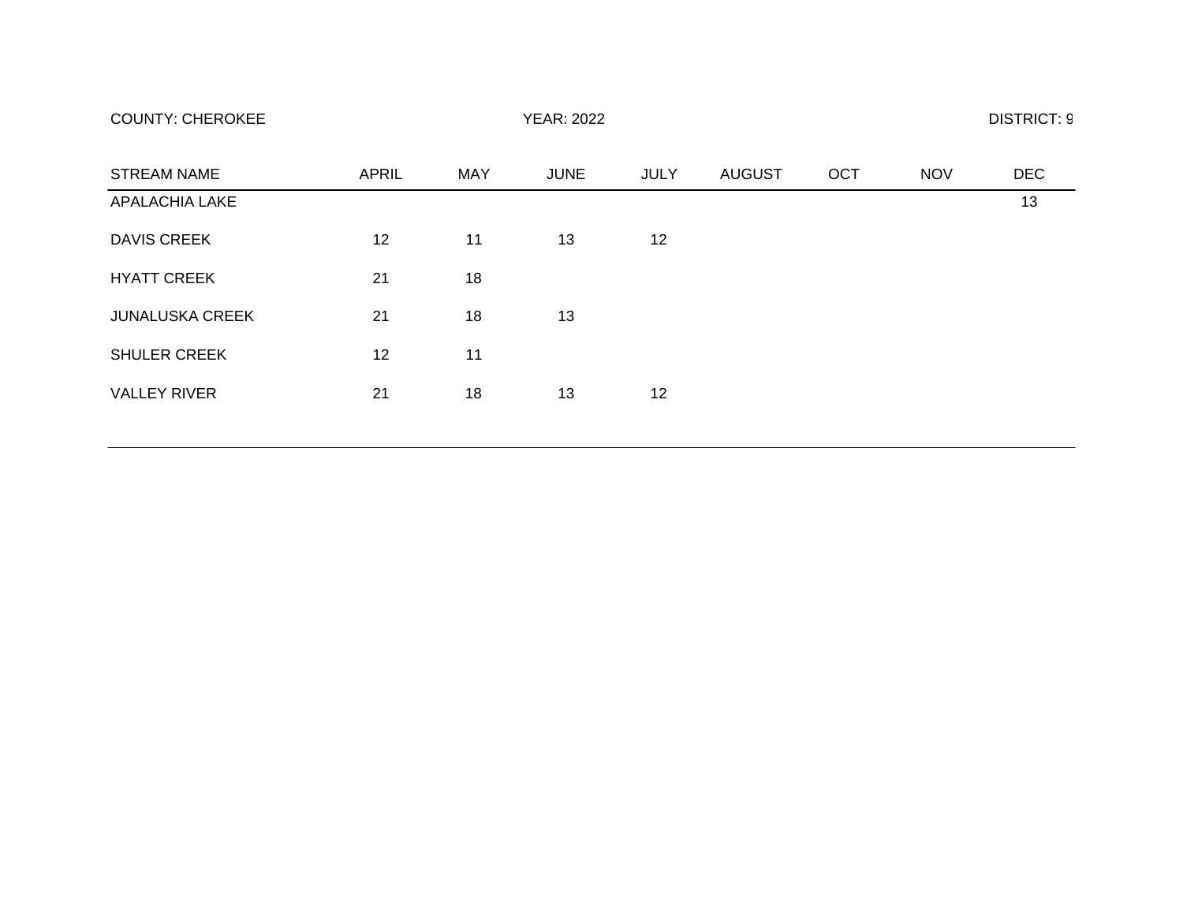COUNTY: CHEROKEE YEAR: 2022 DISTRICT: 9

| STREAM NAME | APRIL | MAY | JUNE | JULY | AUGUST | OCT | NOV | DEC |
|---|---|---|---|---|---|---|---|---|
| APALACHIA LAKE | | | | | | | | 13 |
| DAVIS CREEK | 12 | 11 | 13 | 12 | | | | |
| HYATT CREEK | 21 | 18 | | | | | | |
| JUNALUSKA CREEK | 21 | 18 | 13 | | | | | |
| SHULER CREEK | 12 | 11 | | | | | | |
| VALLEY RIVER | 21 | 18 | 13 | 12 | | | | |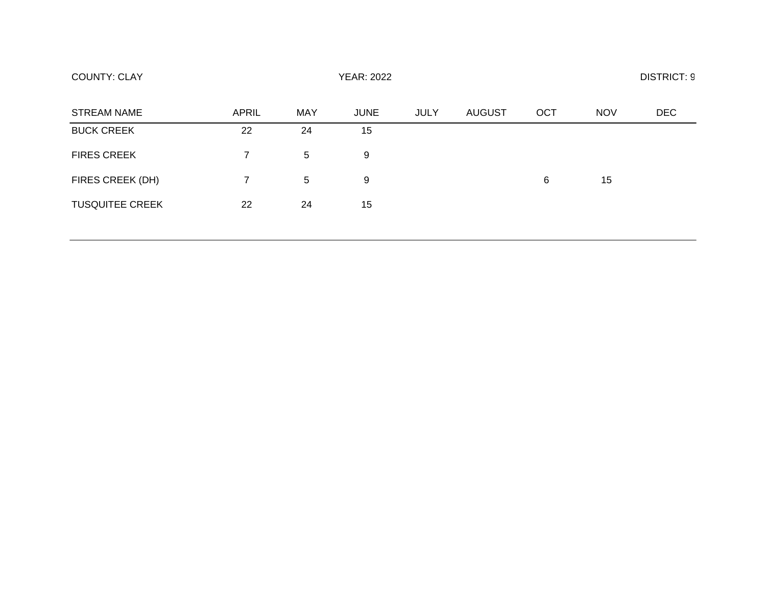COUNTY: CLAY YEAR: 2022 DISTRICT: 9

| STREAM NAME | APRIL | MAY | JUNE | JULY | AUGUST | OCT | NOV | DEC |
|---|---|---|---|---|---|---|---|---|
| BUCK CREEK | 22 | 24 | 15 | | | | | |
| FIRES CREEK | 7 | 5 | 9 | | | | | |
| FIRES CREEK (DH) | 7 | 5 | 9 | | | 6 | 15 | |
| TUSQUITEE CREEK | 22 | 24 | 15 | | | | | |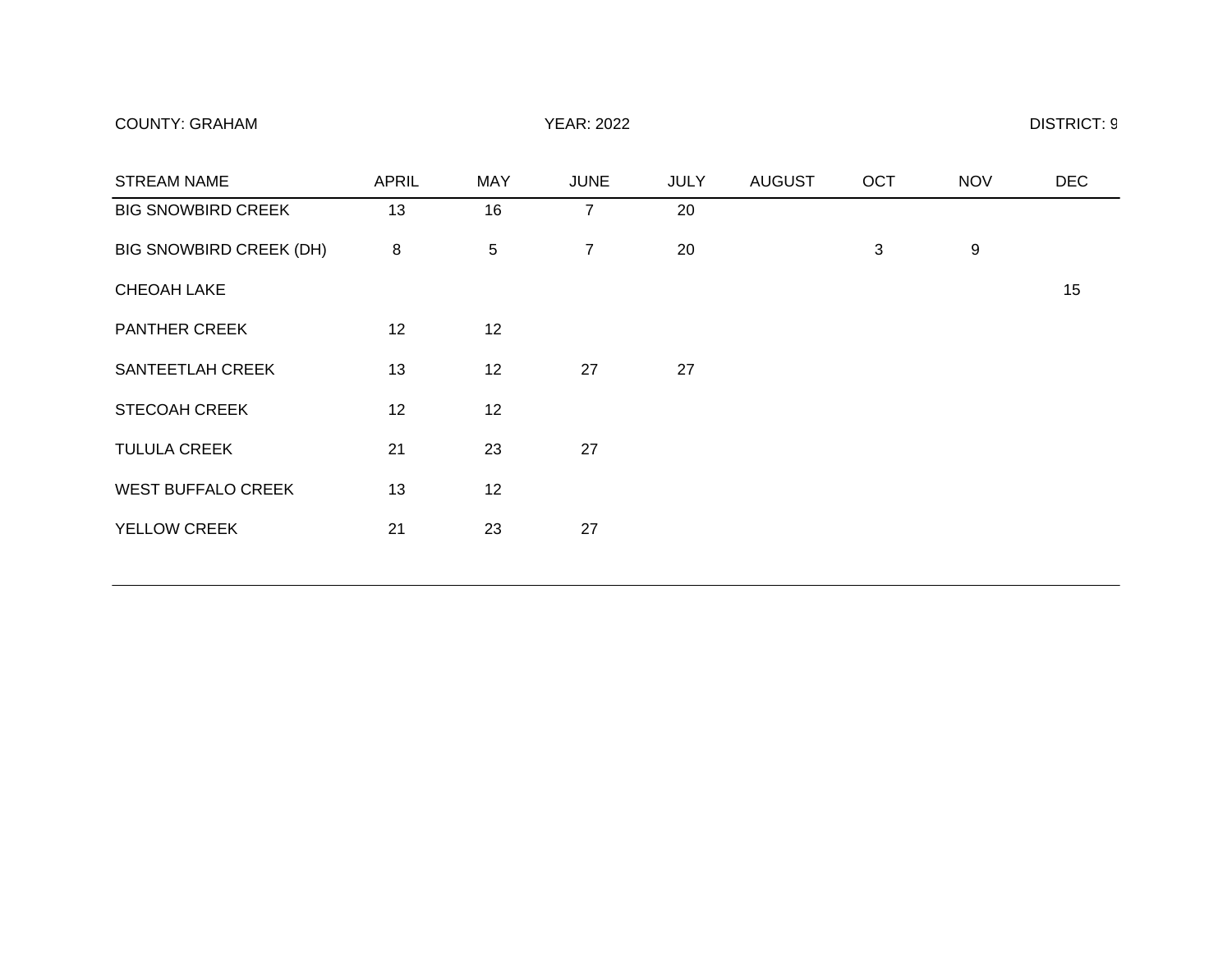COUNTY: GRAHAM YEAR: 2022 DISTRICT: 9

| STREAM NAME | APRIL | MAY | JUNE | JULY | AUGUST | OCT | NOV | DEC |
|---|---|---|---|---|---|---|---|---|
| BIG SNOWBIRD CREEK | 13 | 16 | 7 | 20 | | | | |
| BIG SNOWBIRD CREEK (DH) | 8 | 5 | 7 | 20 | | 3 | 9 | |
| CHEOAH LAKE | | | | | | | | 15 |
| PANTHER CREEK | 12 | 12 | | | | | | |
| SANTEETLAH CREEK | 13 | 12 | 27 | 27 | | | | |
| STECOAH CREEK | 12 | 12 | | | | | | |
| TULULA CREEK | 21 | 23 | 27 | | | | | |
| WEST BUFFALO CREEK | 13 | 12 | | | | | | |
| YELLOW CREEK | 21 | 23 | 27 | | | | | |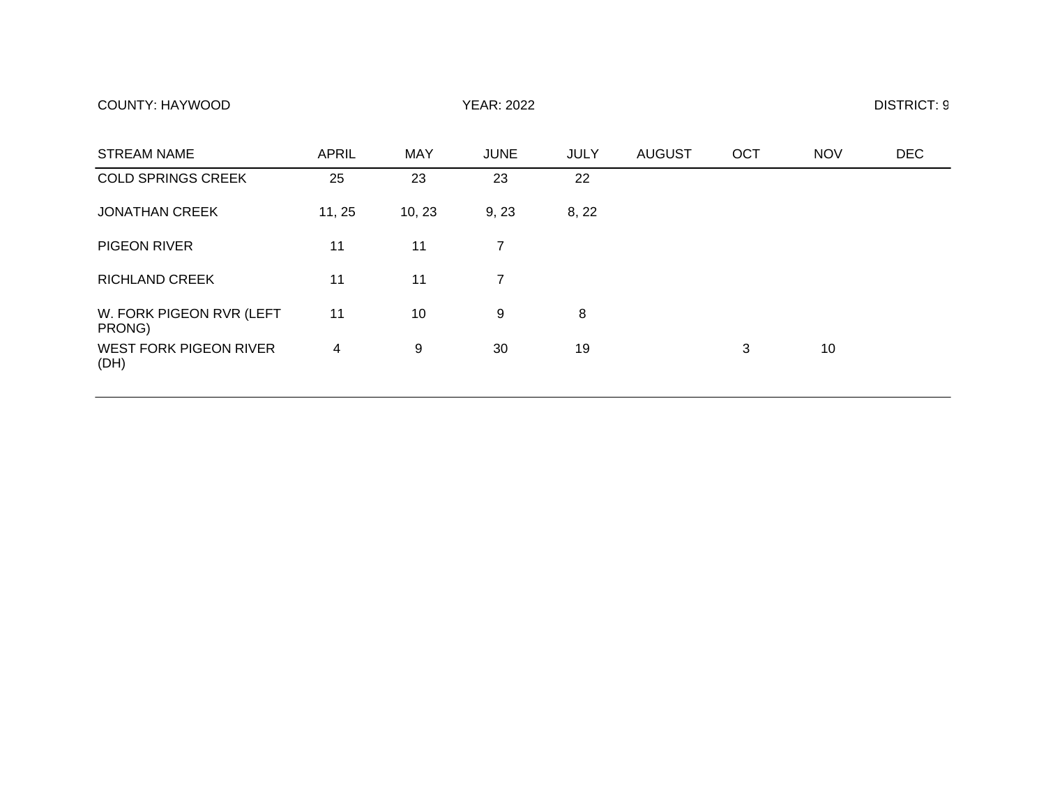COUNTY: HAYWOOD YEAR: 2022 DISTRICT: 9

| STREAM NAME | APRIL | MAY | JUNE | JULY | AUGUST | OCT | NOV | DEC |
|---|---|---|---|---|---|---|---|---|
| COLD SPRINGS CREEK | 25 | 23 | 23 | 22 | | | | |
| JONATHAN CREEK | 11, 25 | 10, 23 | 9, 23 | 8, 22 | | | | |
| PIGEON RIVER | 11 | 11 | 7 | | | | | |
| RICHLAND CREEK | 11 | 11 | 7 | | | | | |
| W. FORK PIGEON RVR (LEFT PRONG) | 11 | 10 | 9 | 8 | | | | |
| WEST FORK PIGEON RIVER (DH) | 4 | 9 | 30 | 19 | | 3 | 10 | |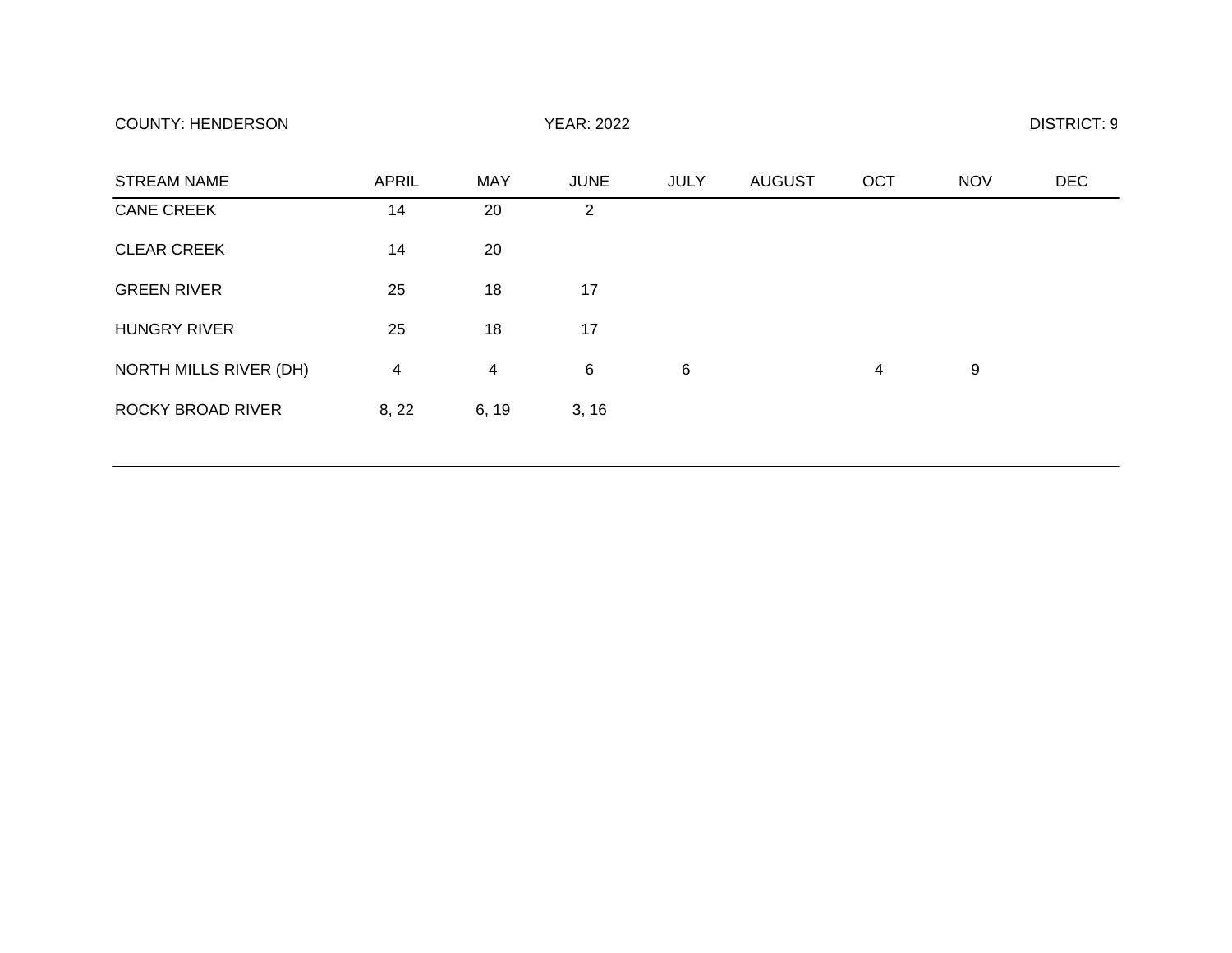COUNTY: HENDERSON YEAR: 2022 DISTRICT: 9

| STREAM NAME | APRIL | MAY | JUNE | JULY | AUGUST | OCT | NOV | DEC |
|---|---|---|---|---|---|---|---|---|
| CANE CREEK | 14 | 20 | 2 | | | | | |
| CLEAR CREEK | 14 | 20 | | | | | | |
| GREEN RIVER | 25 | 18 | 17 | | | | | |
| HUNGRY RIVER | 25 | 18 | 17 | | | | | |
| NORTH MILLS RIVER (DH) | 4 | 4 | 6 | 6 | | 4 | 9 | |
| ROCKY BROAD RIVER | 8, 22 | 6, 19 | 3, 16 | | | | | |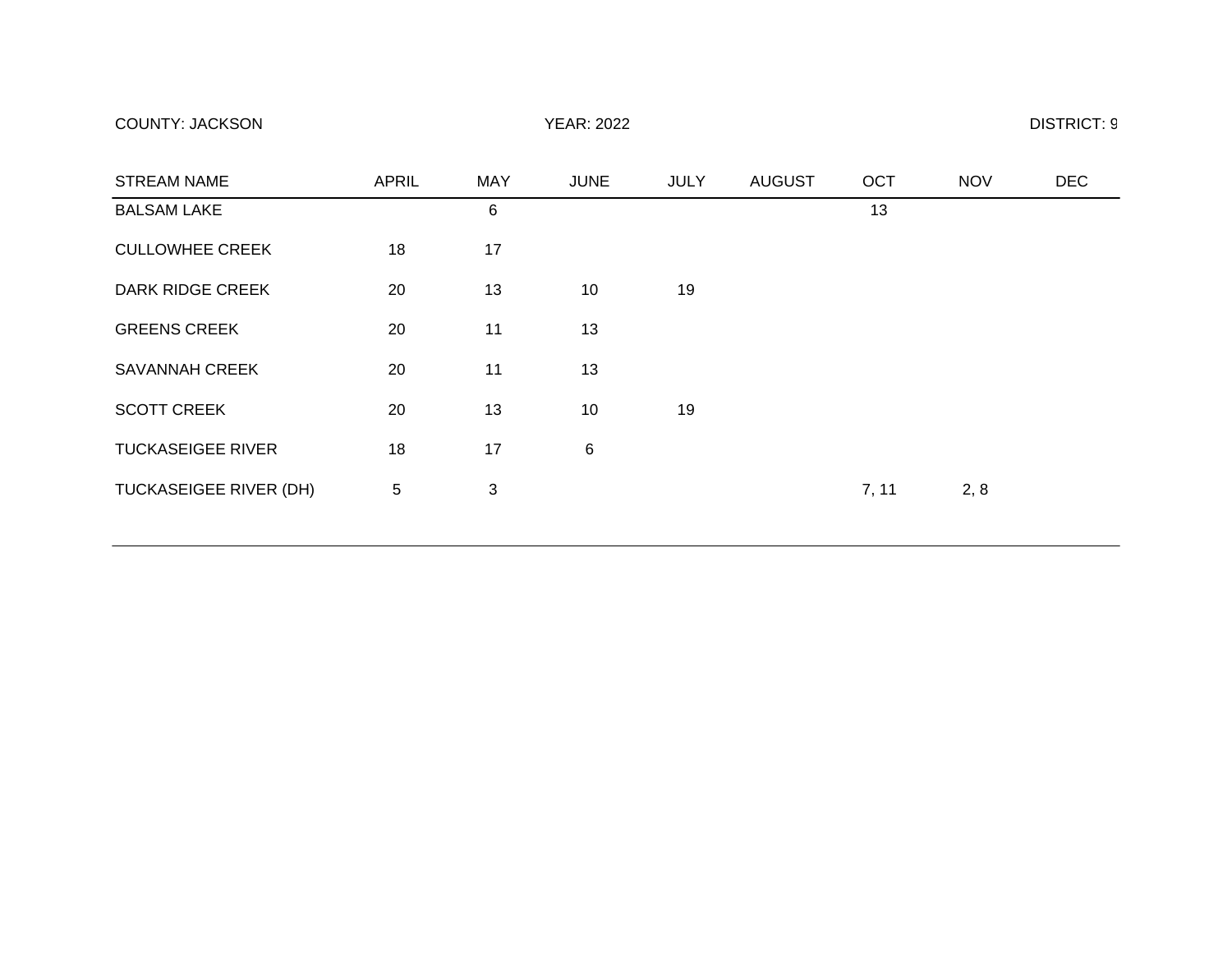COUNTY: JACKSON | YEAR: 2022 | DISTRICT: 9

| STREAM NAME | APRIL | MAY | JUNE | JULY | AUGUST | OCT | NOV | DEC |
|---|---|---|---|---|---|---|---|---|
| BALSAM LAKE | | 6 | | | | 13 | | |
| CULLOWHEE CREEK | 18 | 17 | | | | | | |
| DARK RIDGE CREEK | 20 | 13 | 10 | 19 | | | | |
| GREENS CREEK | 20 | 11 | 13 | | | | | |
| SAVANNAH CREEK | 20 | 11 | 13 | | | | | |
| SCOTT CREEK | 20 | 13 | 10 | 19 | | | | |
| TUCKASEIGEE RIVER | 18 | 17 | 6 | | | | | |
| TUCKASEIGEE RIVER (DH) | 5 | 3 | | | | 7, 11 | 2, 8 | |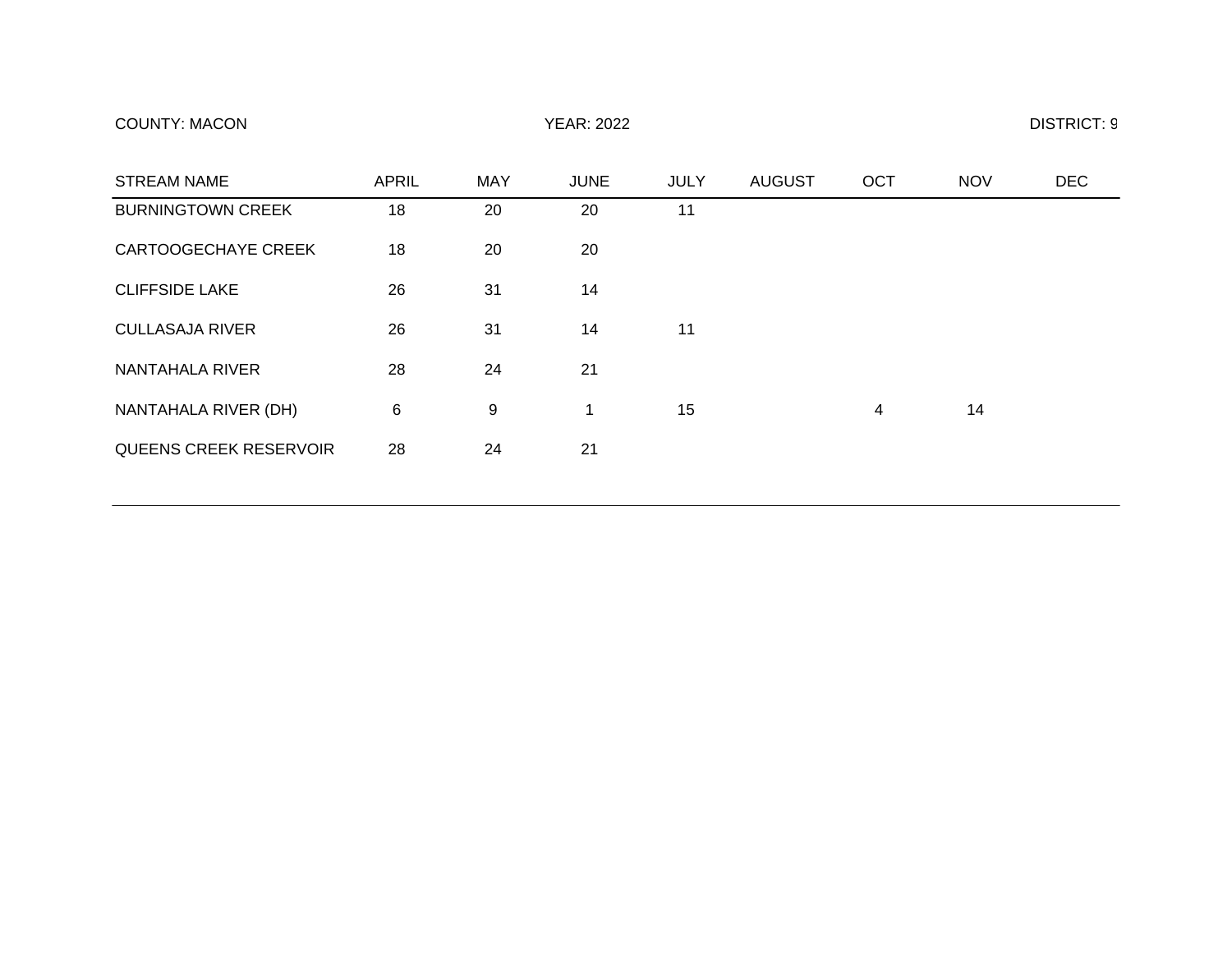COUNTY: MACON | YEAR: 2022 | DISTRICT: 9

| STREAM NAME | APRIL | MAY | JUNE | JULY | AUGUST | OCT | NOV | DEC |
|---|---|---|---|---|---|---|---|---|
| BURNINGTOWN CREEK | 18 | 20 | 20 | 11 | | | | |
| CARTOOGECHAYE CREEK | 18 | 20 | 20 | | | | | |
| CLIFFSIDE LAKE | 26 | 31 | 14 | | | | | |
| CULLASAJA RIVER | 26 | 31 | 14 | 11 | | | | |
| NANTAHALA RIVER | 28 | 24 | 21 | | | | | |
| NANTAHALA RIVER (DH) | 6 | 9 | 1 | 15 | | 4 | 14 | |
| QUEENS CREEK RESERVOIR | 28 | 24 | 21 | | | | | |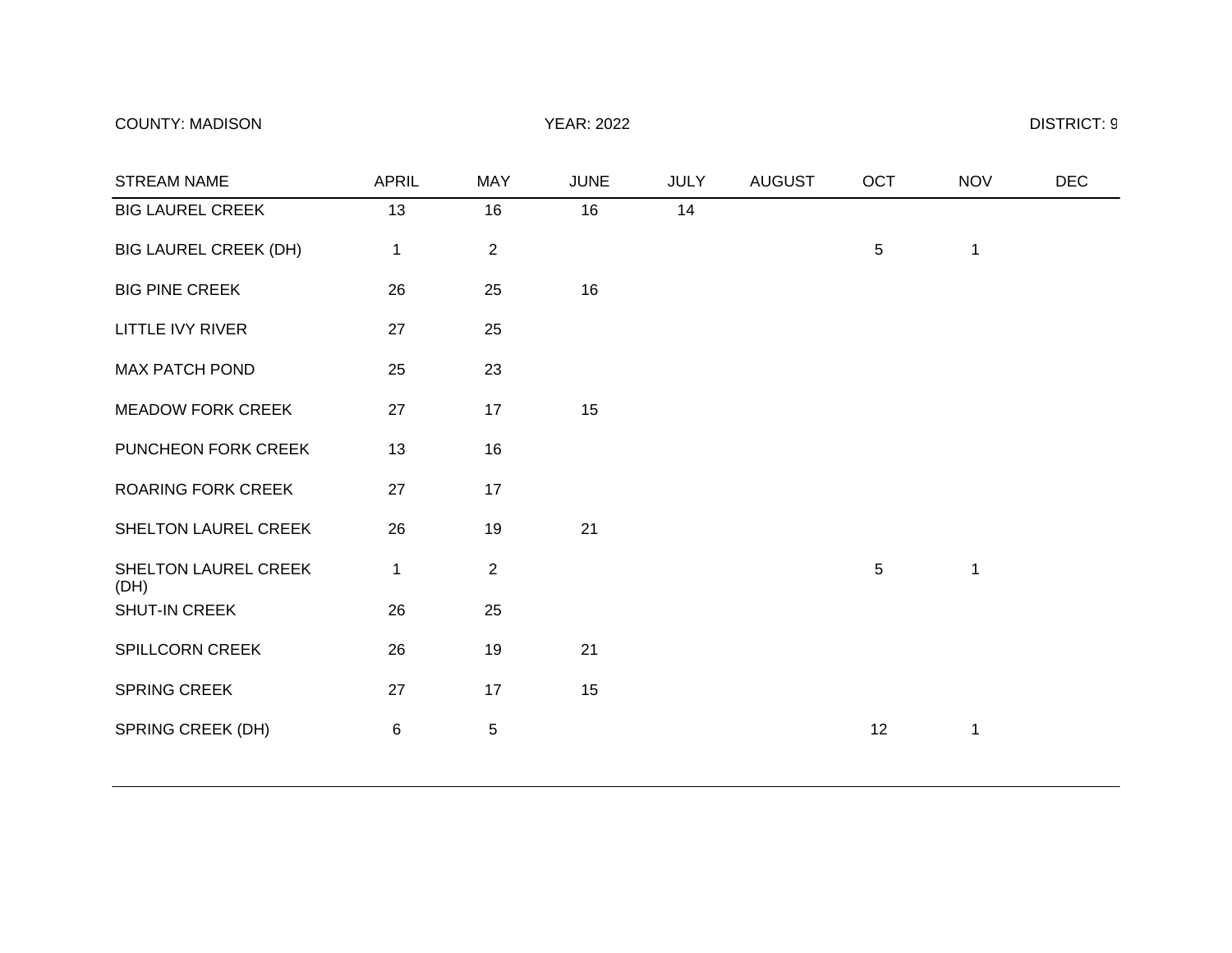COUNTY: MADISON | YEAR: 2022 | DISTRICT: 9

| STREAM NAME | APRIL | MAY | JUNE | JULY | AUGUST | OCT | NOV | DEC |
|---|---|---|---|---|---|---|---|---|
| BIG LAUREL CREEK | 13 | 16 | 16 | 14 | | | | |
| BIG LAUREL CREEK (DH) | 1 | 2 | | | | 5 | 1 | |
| BIG PINE CREEK | 26 | 25 | 16 | | | | | |
| LITTLE IVY RIVER | 27 | 25 | | | | | | |
| MAX PATCH POND | 25 | 23 | | | | | | |
| MEADOW FORK CREEK | 27 | 17 | 15 | | | | | |
| PUNCHEON FORK CREEK | 13 | 16 | | | | | | |
| ROARING FORK CREEK | 27 | 17 | | | | | | |
| SHELTON LAUREL CREEK | 26 | 19 | 21 | | | | | |
| SHELTON LAUREL CREEK (DH) | 1 | 2 | | | | 5 | 1 | |
| SHUT-IN CREEK | 26 | 25 | | | | | | |
| SPILLCORN CREEK | 26 | 19 | 21 | | | | | |
| SPRING CREEK | 27 | 17 | 15 | | | | | |
| SPRING CREEK (DH) | 6 | 5 | | | | 12 | 1 | |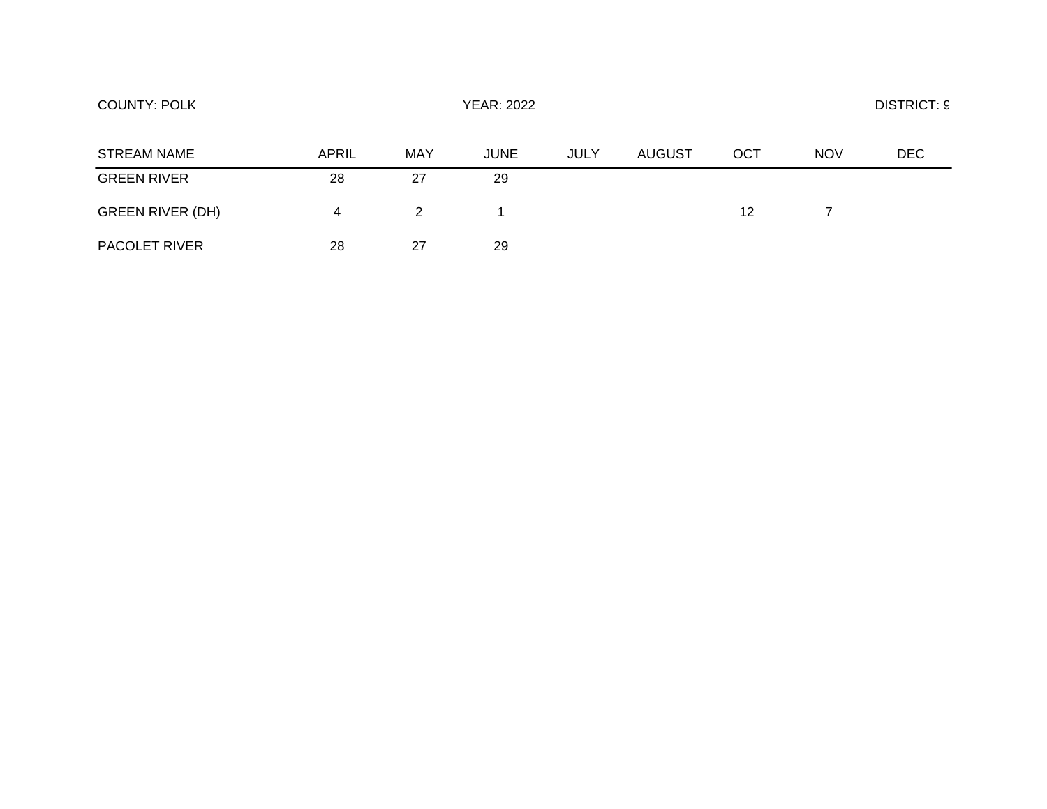COUNTY: POLK

YEAR: 2022

DISTRICT: 9

| STREAM NAME | APRIL | MAY | JUNE | JULY | AUGUST | OCT | NOV | DEC |
|---|---|---|---|---|---|---|---|---|
| GREEN RIVER | 28 | 27 | 29 | | | | | |
| GREEN RIVER (DH) | 4 | 2 | 1 | | | 12 | 7 | |
| PACOLET RIVER | 28 | 27 | 29 | | | | | |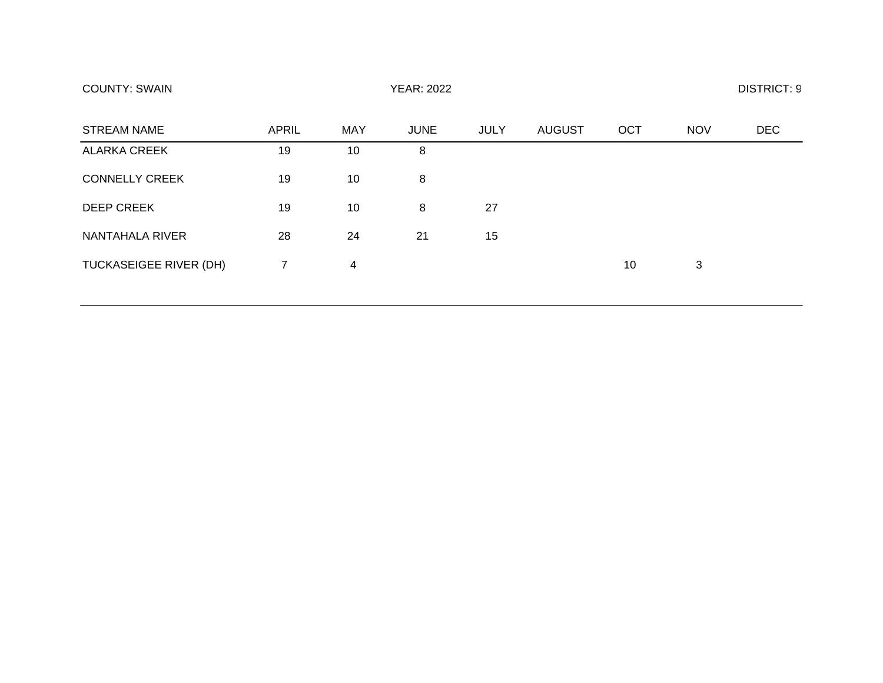COUNTY: SWAIN YEAR: 2022 DISTRICT: 9

| STREAM NAME | APRIL | MAY | JUNE | JULY | AUGUST | OCT | NOV | DEC |
| --- | --- | --- | --- | --- | --- | --- | --- | --- |
| ALARKA CREEK | 19 | 10 | 8 | | | | | |
| CONNELLY CREEK | 19 | 10 | 8 | | | | | |
| DEEP CREEK | 19 | 10 | 8 | 27 | | | | |
| NANTAHALA RIVER | 28 | 24 | 21 | 15 | | | | |
| TUCKASEIGEE RIVER (DH) | 7 | 4 | | | | 10 | 3 | |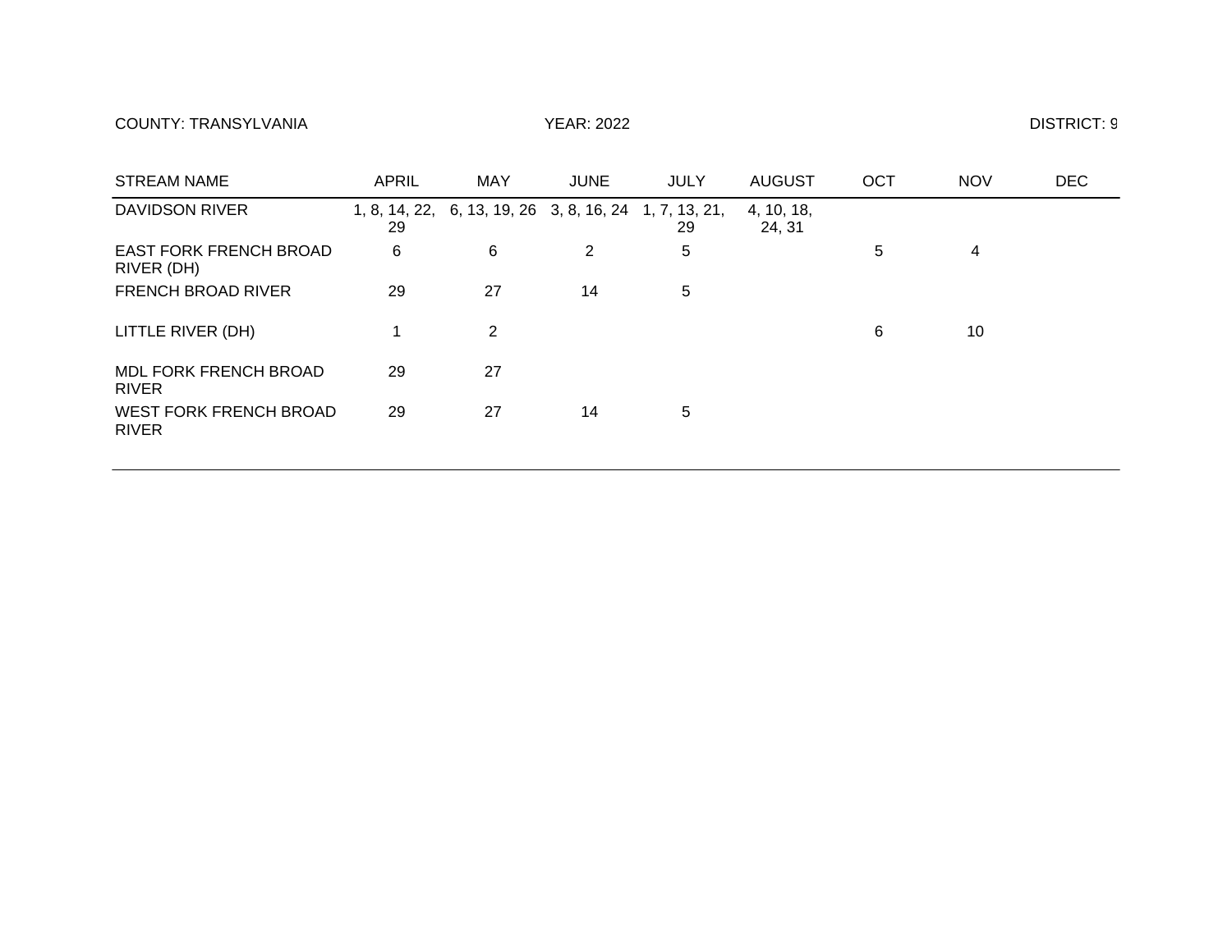COUNTY: TRANSYLVANIA

YEAR: 2022

DISTRICT: 9

| STREAM NAME | APRIL | MAY | JUNE | JULY | AUGUST | OCT | NOV | DEC |
|---|---|---|---|---|---|---|---|---|
| DAVIDSON RIVER | 1, 8, 14, 22, 29 | 6, 13, 19, 26 | 3, 8, 16, 24 | 1, 7, 13, 21, 29 | 4, 10, 18, 24, 31 | | | |
| EAST FORK FRENCH BROAD RIVER (DH) | 6 | 6 | 2 | 5 | | 5 | 4 | |
| FRENCH BROAD RIVER | 29 | 27 | 14 | 5 | | | | |
| LITTLE RIVER (DH) | 1 | 2 | | | | 6 | 10 | |
| MDL FORK FRENCH BROAD RIVER | 29 | 27 | | | | | | |
| WEST FORK FRENCH BROAD RIVER | 29 | 27 | 14 | 5 | | | | |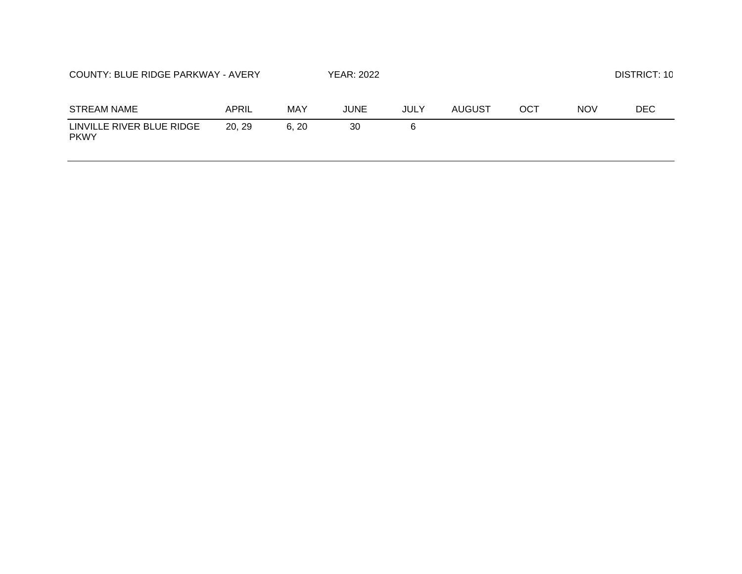COUNTY: BLUE RIDGE PARKWAY - AVERY YEAR: 2022 DISTRICT: 10

| STREAM NAME | APRIL | MAY | JUNE | JULY | AUGUST | OCT | NOV | DEC |
|---|---|---|---|---|---|---|---|---|
| LINVILLE RIVER BLUE RIDGE PKWY | 20, 29 | 6, 20 | 30 | 6 | | | | |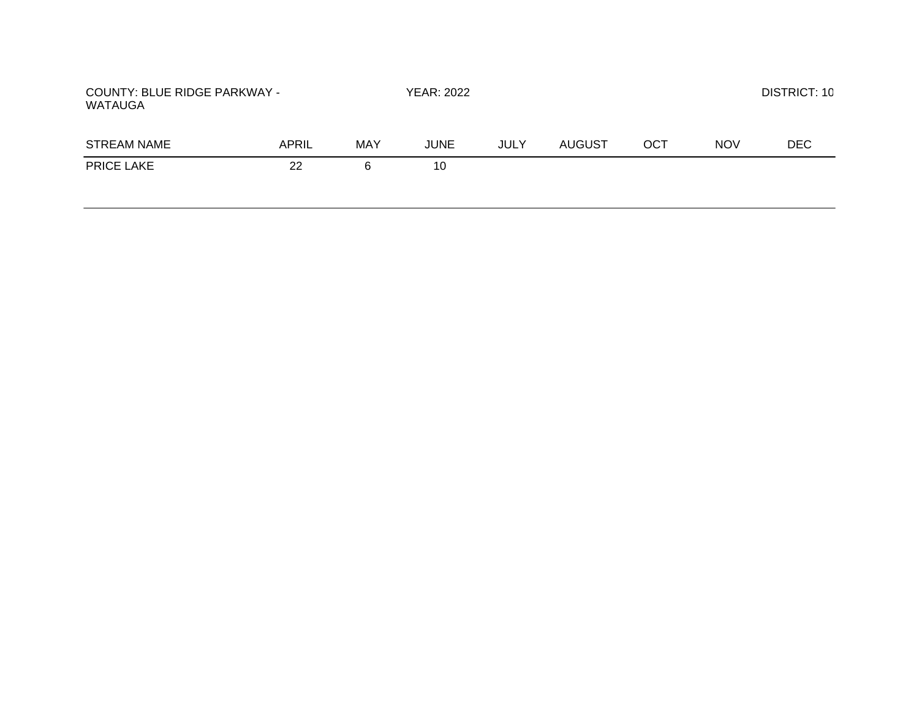COUNTY: BLUE RIDGE PARKWAY - WATAUGA

YEAR: 2022

DISTRICT: 10

| STREAM NAME | APRIL | MAY | JUNE | JULY | AUGUST | OCT | NOV | DEC |
| --- | --- | --- | --- | --- | --- | --- | --- | --- |
| PRICE LAKE | 22 | 6 | 10 | | | | | |